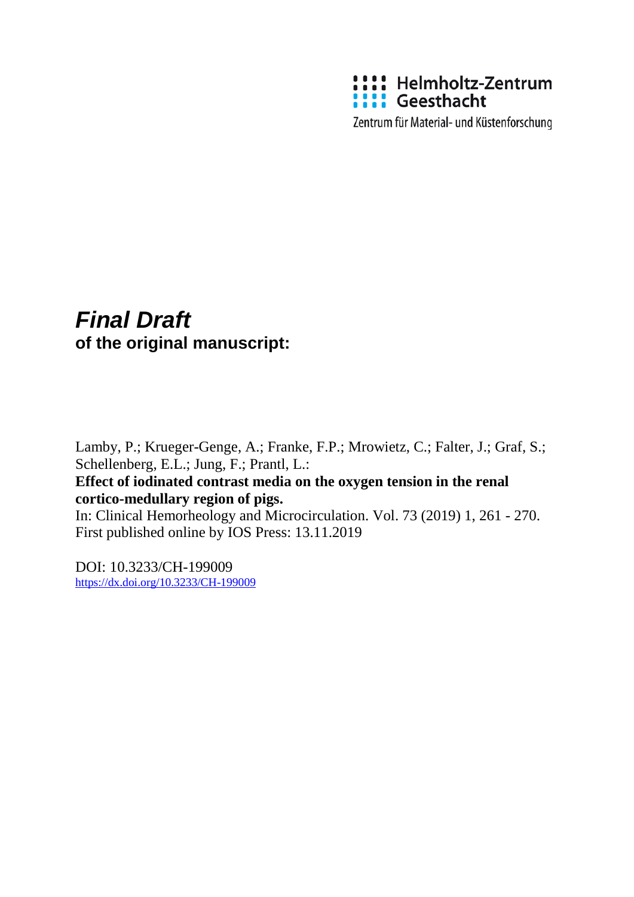Helmholtz-Zentrum Geesthacht

Zentrum für Material- und Küstenforschung

# *Final Draft*

**of the original manuscript:**

Lamby, P.; Krueger-Genge, A.; Franke, F.P.; Mrowietz, C.; Falter, J.; Graf, S.; Schellenberg, E.L.; Jung, F.; Prantl, L.:

**Effect of iodinated contrast media on the oxygen tension in the renal cortico-medullary region of pigs.**

In: Clinical Hemorheology and Microcirculation. Vol. 73 (2019) 1, 261 - 270.

First published online by IOS Press: 13.11.2019

DOI: 10.3233/CH-199009

https://dx.doi.org/10.3233/CH-199009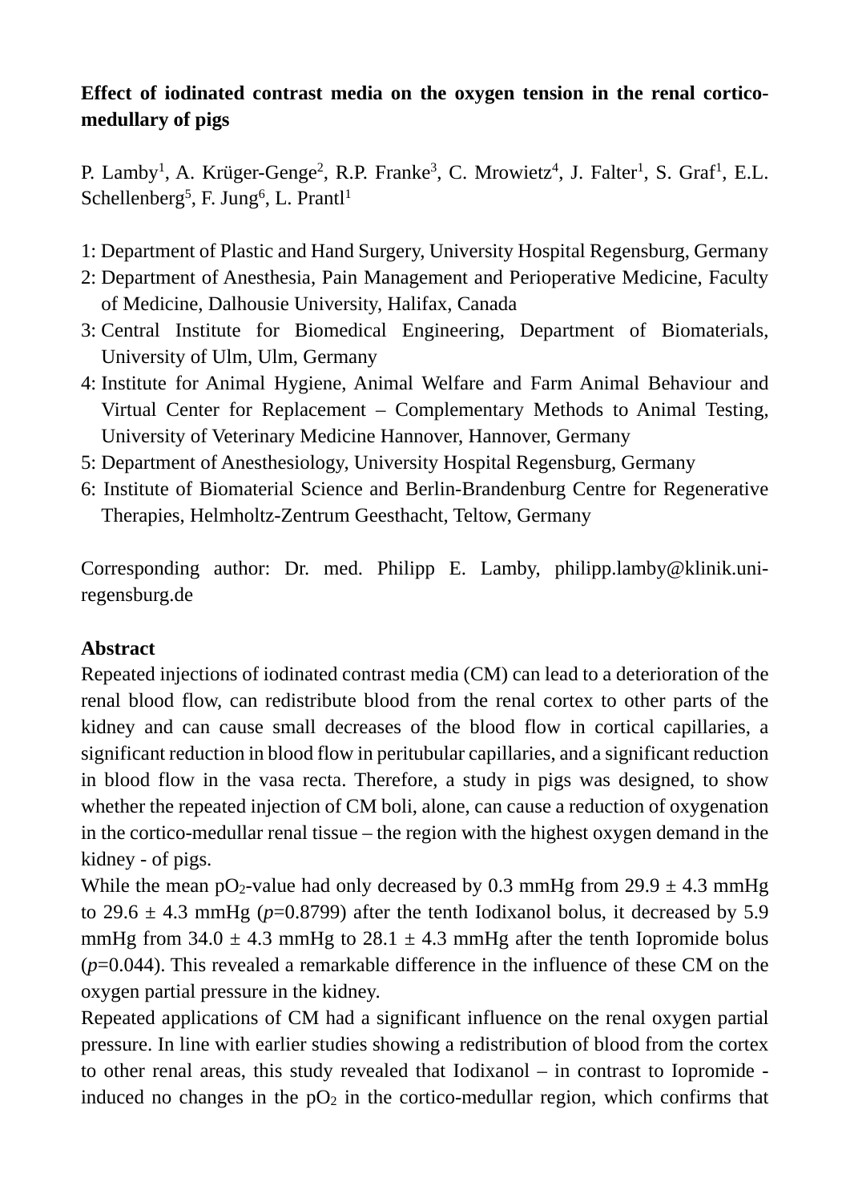**Effect of iodinated contrast media on the oxygen tension in the renal cortico-medullary of pigs**

P. Lamby[1], A. Krüger-Genge[2], R.P. Franke[3], C. Mrowietz[4], J. Falter[1], S. Graf[1], E.L. Schellenberg[5], F. Jung[6], L. Prantl[1]

1: Department of Plastic and Hand Surgery, University Hospital Regensburg, Germany
2: Department of Anesthesia, Pain Management and Perioperative Medicine, Faculty of Medicine, Dalhousie University, Halifax, Canada
3: Central Institute for Biomedical Engineering, Department of Biomaterials, University of Ulm, Ulm, Germany
4: Institute for Animal Hygiene, Animal Welfare and Farm Animal Behaviour and Virtual Center for Replacement – Complementary Methods to Animal Testing, University of Veterinary Medicine Hannover, Hannover, Germany
5: Department of Anesthesiology, University Hospital Regensburg, Germany
6: Institute of Biomaterial Science and Berlin-Brandenburg Centre for Regenerative Therapies, Helmholtz-Zentrum Geesthacht, Teltow, Germany

Corresponding author: Dr. med. Philipp E. Lamby, philipp.lamby@klinik.uni-regensburg.de

**Abstract**

Repeated injections of iodinated contrast media (CM) can lead to a deterioration of the renal blood flow, can redistribute blood from the renal cortex to other parts of the kidney and can cause small decreases of the blood flow in cortical capillaries, a significant reduction in blood flow in peritubular capillaries, and a significant reduction in blood flow in the vasa recta. Therefore, a study in pigs was designed, to show whether the repeated injection of CM boli, alone, can cause a reduction of oxygenation in the cortico-medullar renal tissue – the region with the highest oxygen demand in the kidney - of pigs.

While the mean $pO_2$-value had only decreased by 0.3 mmHg from 29.9 ± 4.3 mmHg to 29.6 ± 4.3 mmHg ($p$=0.8799) after the tenth Iodixanol bolus, it decreased by 5.9 mmHg from 34.0 ± 4.3 mmHg to 28.1 ± 4.3 mmHg after the tenth Iopromide bolus ($p$=0.044). This revealed a remarkable difference in the influence of these CM on the oxygen partial pressure in the kidney.

Repeated applications of CM had a significant influence on the renal oxygen partial pressure. In line with earlier studies showing a redistribution of blood from the cortex to other renal areas, this study revealed that Iodixanol – in contrast to Iopromide - induced no changes in the $pO_2$ in the cortico-medullar region, which confirms that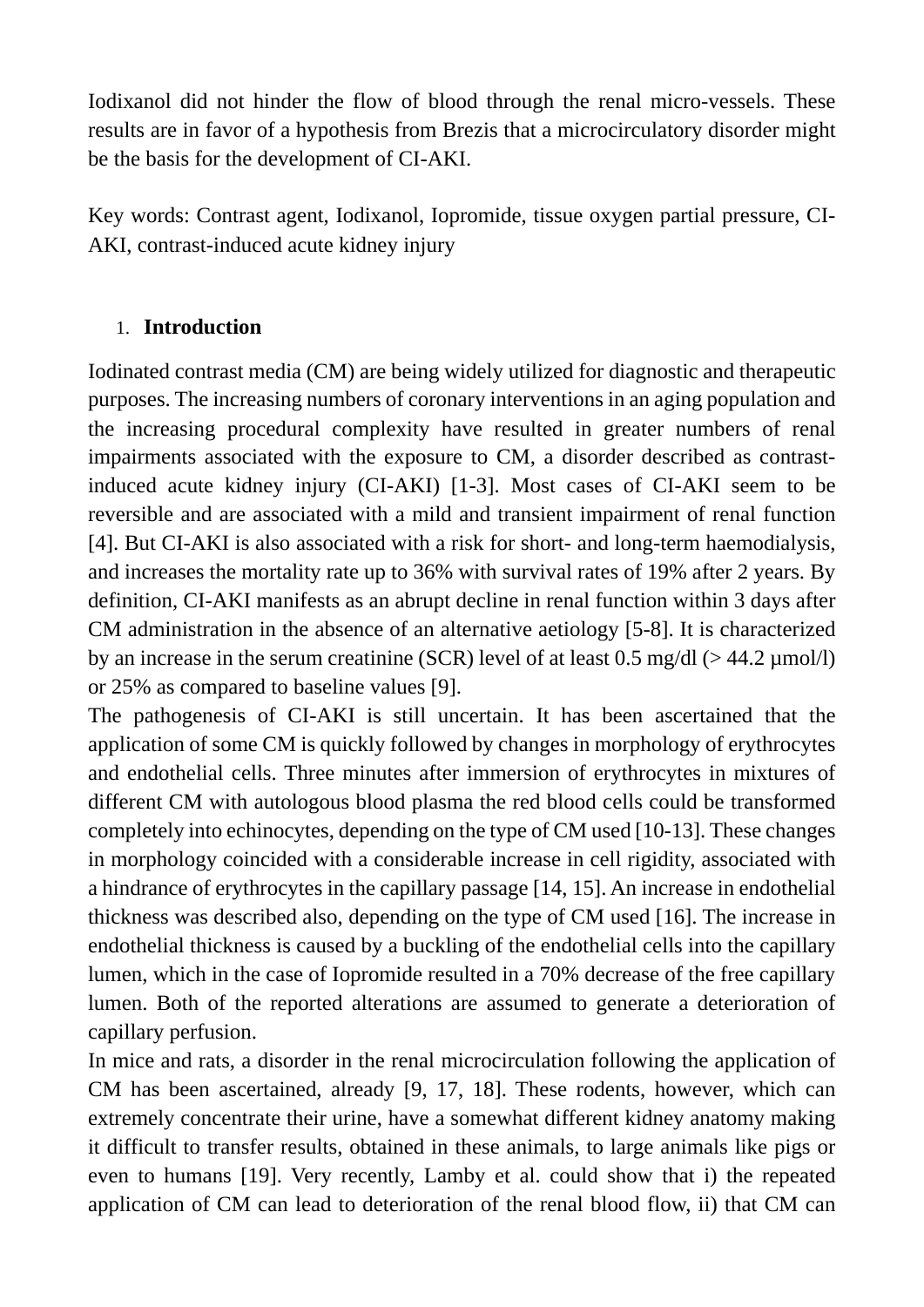Iodixanol did not hinder the flow of blood through the renal micro-vessels. These results are in favor of a hypothesis from Brezis that a microcirculatory disorder might be the basis for the development of CI-AKI.

Key words: Contrast agent, Iodixanol, Iopromide, tissue oxygen partial pressure, CI-AKI, contrast-induced acute kidney injury

## 1. Introduction

Iodinated contrast media (CM) are being widely utilized for diagnostic and therapeutic purposes. The increasing numbers of coronary interventions in an aging population and the increasing procedural complexity have resulted in greater numbers of renal impairments associated with the exposure to CM, a disorder described as contrast-induced acute kidney injury (CI-AKI) [1-3]. Most cases of CI-AKI seem to be reversible and are associated with a mild and transient impairment of renal function [4]. But CI-AKI is also associated with a risk for short- and long-term haemodialysis, and increases the mortality rate up to 36% with survival rates of 19% after 2 years. By definition, CI-AKI manifests as an abrupt decline in renal function within 3 days after CM administration in the absence of an alternative aetiology [5-8]. It is characterized by an increase in the serum creatinine (SCR) level of at least 0.5 mg/dl (> 44.2 µmol/l) or 25% as compared to baseline values [9].

The pathogenesis of CI-AKI is still uncertain. It has been ascertained that the application of some CM is quickly followed by changes in morphology of erythrocytes and endothelial cells. Three minutes after immersion of erythrocytes in mixtures of different CM with autologous blood plasma the red blood cells could be transformed completely into echinocytes, depending on the type of CM used [10-13]. These changes in morphology coincided with a considerable increase in cell rigidity, associated with a hindrance of erythrocytes in the capillary passage [14, 15]. An increase in endothelial thickness was described also, depending on the type of CM used [16]. The increase in endothelial thickness is caused by a buckling of the endothelial cells into the capillary lumen, which in the case of Iopromide resulted in a 70% decrease of the free capillary lumen. Both of the reported alterations are assumed to generate a deterioration of capillary perfusion.

In mice and rats, a disorder in the renal microcirculation following the application of CM has been ascertained, already [9, 17, 18]. These rodents, however, which can extremely concentrate their urine, have a somewhat different kidney anatomy making it difficult to transfer results, obtained in these animals, to large animals like pigs or even to humans [19]. Very recently, Lamby et al. could show that i) the repeated application of CM can lead to deterioration of the renal blood flow, ii) that CM can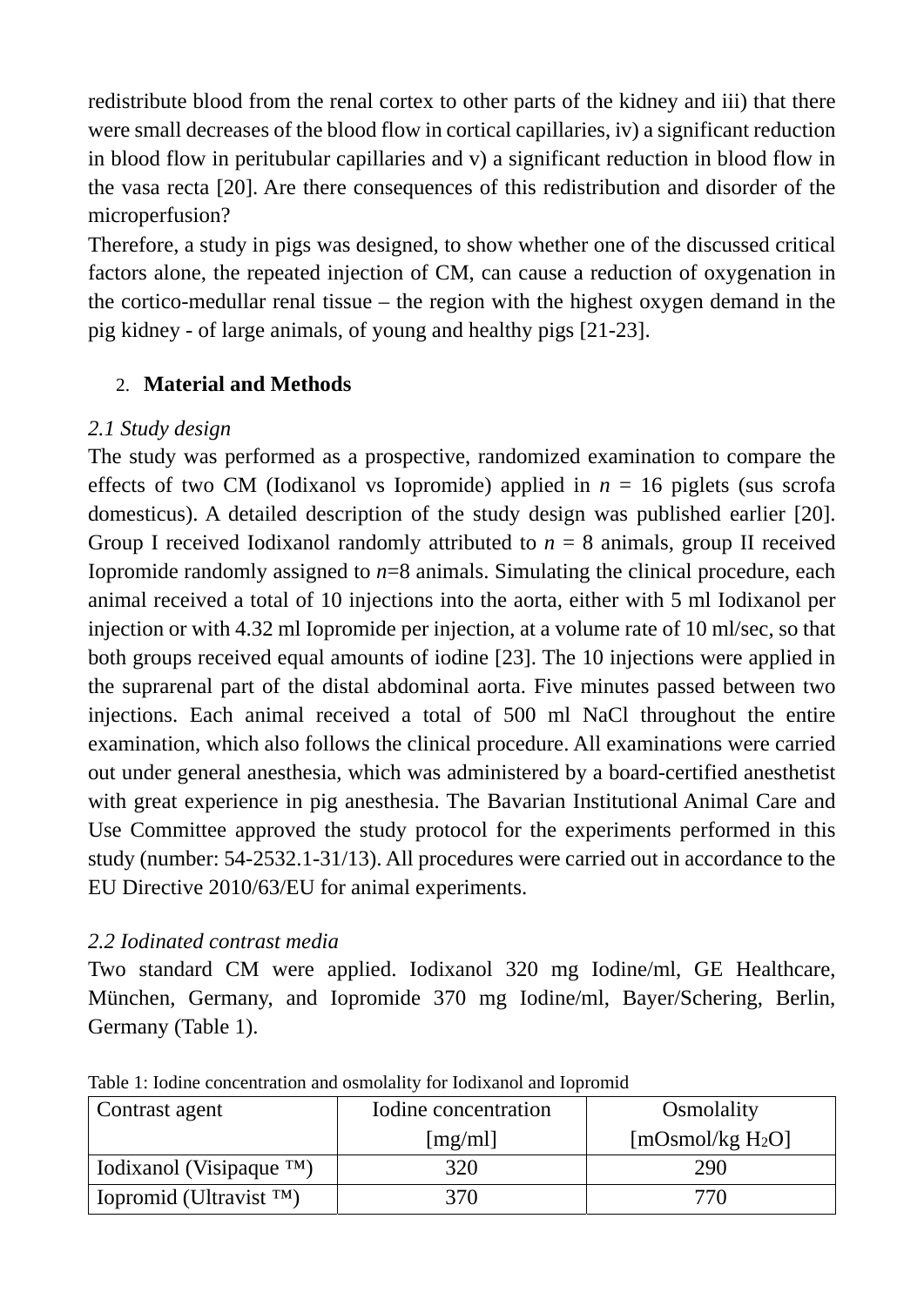redistribute blood from the renal cortex to other parts of the kidney and iii) that there were small decreases of the blood flow in cortical capillaries, iv) a significant reduction in blood flow in peritubular capillaries and v) a significant reduction in blood flow in the vasa recta [20]. Are there consequences of this redistribution and disorder of the microperfusion?

Therefore, a study in pigs was designed, to show whether one of the discussed critical factors alone, the repeated injection of CM, can cause a reduction of oxygenation in the cortico-medullar renal tissue – the region with the highest oxygen demand in the pig kidney - of large animals, of young and healthy pigs [21-23].

## 2. Material and Methods

### *2.1 Study design*

The study was performed as a prospective, randomized examination to compare the effects of two CM (Iodixanol vs Iopromide) applied in $n$ = 16 piglets (sus scrofa domesticus). A detailed description of the study design was published earlier [20]. Group I received Iodixanol randomly attributed to $n$ = 8 animals, group II received Iopromide randomly assigned to $n$=8 animals. Simulating the clinical procedure, each animal received a total of 10 injections into the aorta, either with 5 ml Iodixanol per injection or with 4.32 ml Iopromide per injection, at a volume rate of 10 ml/sec, so that both groups received equal amounts of iodine [23]. The 10 injections were applied in the suprarenal part of the distal abdominal aorta. Five minutes passed between two injections. Each animal received a total of 500 ml NaCl throughout the entire examination, which also follows the clinical procedure. All examinations were carried out under general anesthesia, which was administered by a board-certified anesthetist with great experience in pig anesthesia. The Bavarian Institutional Animal Care and Use Committee approved the study protocol for the experiments performed in this study (number: 54-2532.1-31/13). All procedures were carried out in accordance to the EU Directive 2010/63/EU for animal experiments.

### *2.2 Iodinated contrast media*

Two standard CM were applied. Iodixanol 320 mg Iodine/ml, GE Healthcare, München, Germany, and Iopromide 370 mg Iodine/ml, Bayer/Schering, Berlin, Germany (Table 1).

Table 1: Iodine concentration and osmolality for Iodixanol and Iopromid

| Contrast agent | Iodine concentration [mg/ml] | Osmolality [mOsmol/kg $H_2O$] |
|---|---|---|
| Iodixanol (Visipaque ™) | 320 | 290 |
| Iopromid (Ultravist ™) | 370 | 770 |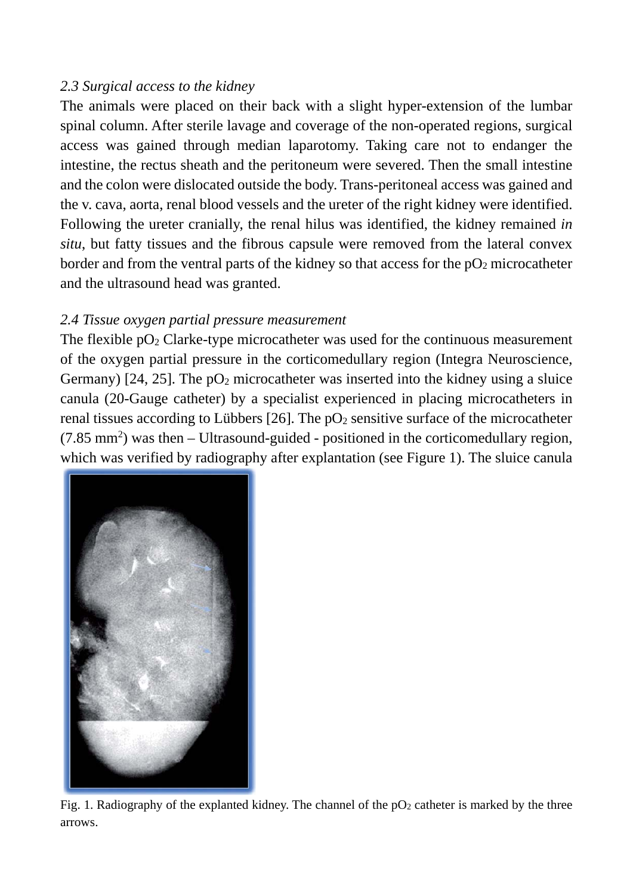*2.3 Surgical access to the kidney*

The animals were placed on their back with a slight hyper-extension of the lumbar spinal column. After sterile lavage and coverage of the non-operated regions, surgical access was gained through median laparotomy. Taking care not to endanger the intestine, the rectus sheath and the peritoneum were severed. Then the small intestine and the colon were dislocated outside the body. Trans-peritoneal access was gained and the v. cava, aorta, renal blood vessels and the ureter of the right kidney were identified. Following the ureter cranially, the renal hilus was identified, the kidney remained *in situ*, but fatty tissues and the fibrous capsule were removed from the lateral convex border and from the ventral parts of the kidney so that access for the $pO_2$ microcatheter and the ultrasound head was granted.

*2.4 Tissue oxygen partial pressure measurement*

The flexible $pO_2$ Clarke-type microcatheter was used for the continuous measurement of the oxygen partial pressure in the corticomedullary region (Integra Neuroscience, Germany) [24, 25]. The $pO_2$ microcatheter was inserted into the kidney using a sluice canula (20-Gauge catheter) by a specialist experienced in placing microcatheters in renal tissues according to Lübbers [26]. The $pO_2$ sensitive surface of the microcatheter (7.85 $mm^2$) was then – Ultrasound-guided - positioned in the corticomedullary region, which was verified by radiography after explantation (see Figure 1). The sluice canula

Fig. 1. Radiography of the explanted kidney. The channel of the $pO_2$ catheter is marked by the three arrows.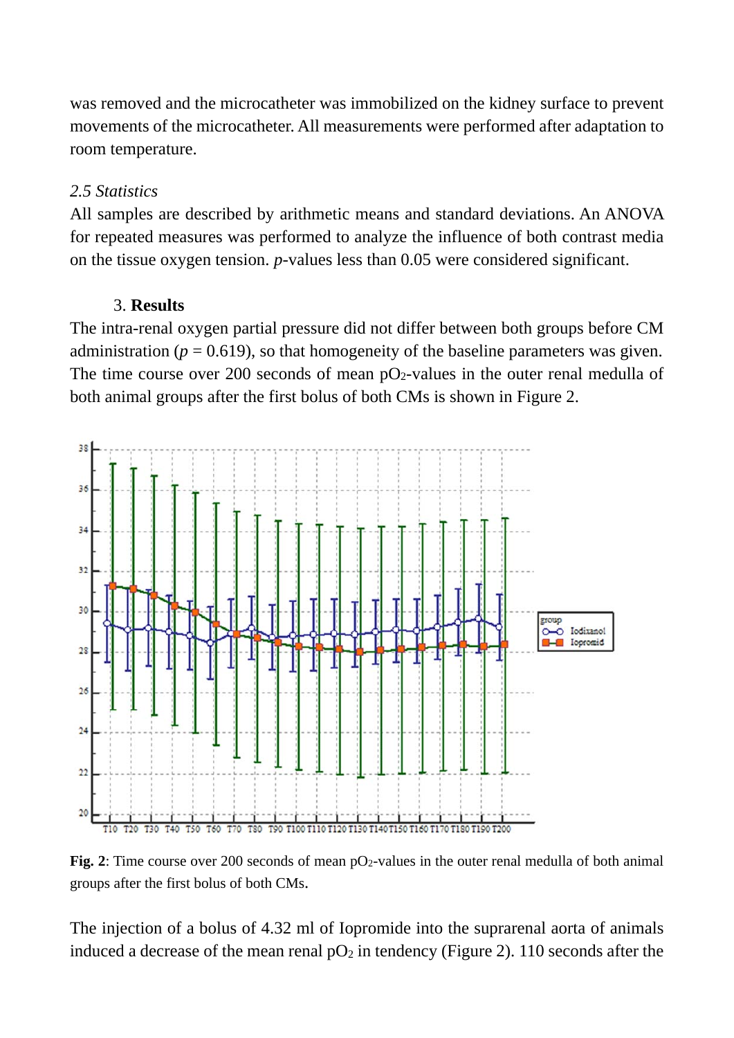was removed and the microcatheter was immobilized on the kidney surface to prevent movements of the microcatheter. All measurements were performed after adaptation to room temperature.

### *2.5 Statistics*

All samples are described by arithmetic means and standard deviations. An ANOVA for repeated measures was performed to analyze the influence of both contrast media on the tissue oxygen tension. *p*-values less than 0.05 were considered significant.

## 3. **Results**

The intra-renal oxygen partial pressure did not differ between both groups before CM administration ($p = 0.619$), so that homogeneity of the baseline parameters was given. The time course over 200 seconds of mean $pO_2$-values in the outer renal medulla of both animal groups after the first bolus of both CMs is shown in Figure 2.

**Fig. 2**: Time course over 200 seconds of mean $pO_2$-values in the outer renal medulla of both animal groups after the first bolus of both CMs.

The injection of a bolus of 4.32 ml of Iopromide into the suprarenal aorta of animals induced a decrease of the mean renal $pO_2$ in tendency (Figure 2). 110 seconds after the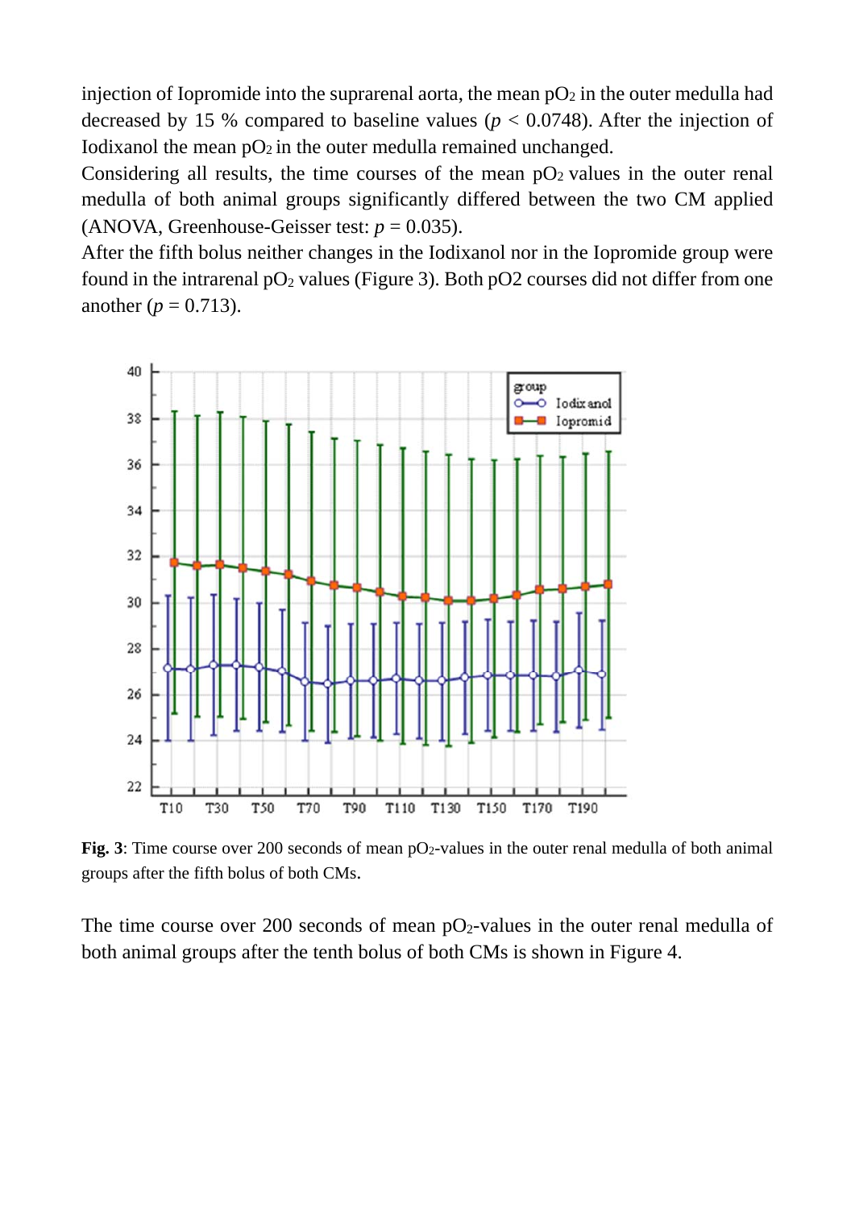injection of Iopromide into the suprarenal aorta, the mean $pO_2$ in the outer medulla had decreased by 15 % compared to baseline values ($p < 0.0748$). After the injection of Iodixanol the mean $pO_2$ in the outer medulla remained unchanged.

Considering all results, the time courses of the mean $pO_2$ values in the outer renal medulla of both animal groups significantly differed between the two CM applied (ANOVA, Greenhouse-Geisser test: $p = 0.035$).

After the fifth bolus neither changes in the Iodixanol nor in the Iopromide group were found in the intrarenal $pO_2$ values (Figure 3). Both pO2 courses did not differ from one another ($p = 0.713$).

**Fig. 3**: Time course over 200 seconds of mean $pO_2$-values in the outer renal medulla of both animal groups after the fifth bolus of both CMs.

The time course over 200 seconds of mean $pO_2$-values in the outer renal medulla of both animal groups after the tenth bolus of both CMs is shown in Figure 4.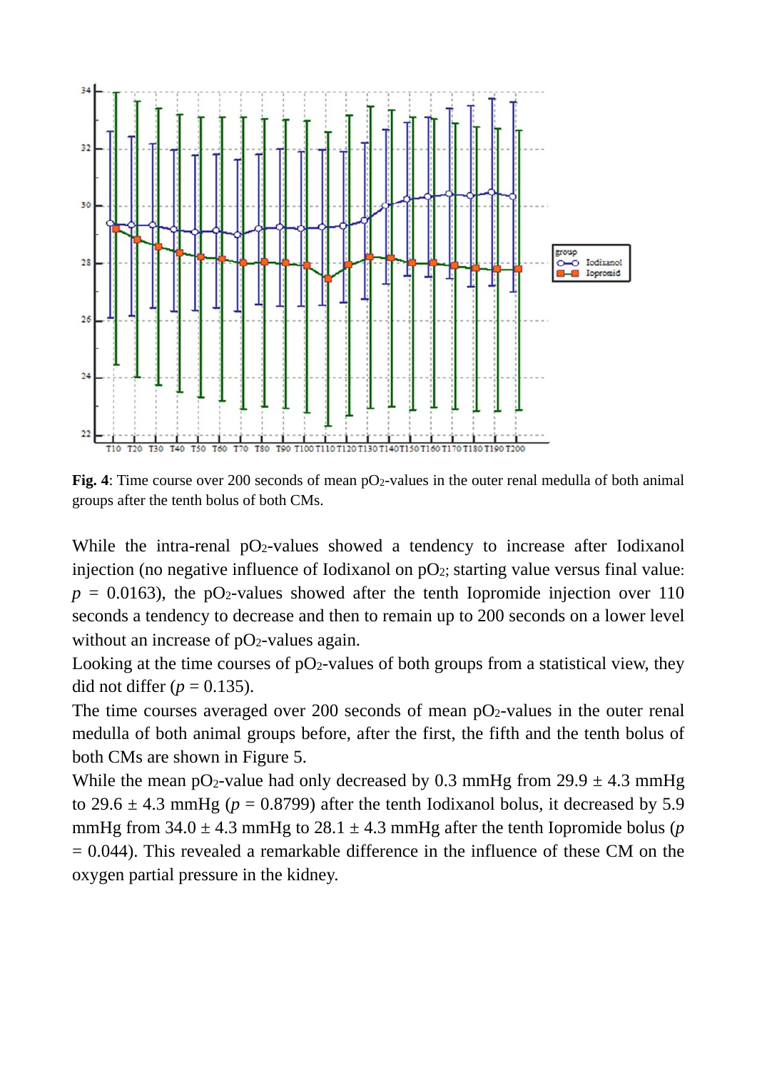**Fig. 4**: Time course over 200 seconds of mean $pO_2$-values in the outer renal medulla of both animal groups after the tenth bolus of both CMs.

While the intra-renal $pO_2$-values showed a tendency to increase after Iodixanol injection (no negative influence of Iodixanol on $pO_2$; starting value versus final value: $p = 0.0163$), the $pO_2$-values showed after the tenth Iopromide injection over 110 seconds a tendency to decrease and then to remain up to 200 seconds on a lower level without an increase of $pO_2$-values again.

Looking at the time courses of $pO_2$-values of both groups from a statistical view, they did not differ ($p = 0.135$).

The time courses averaged over 200 seconds of mean $pO_2$-values in the outer renal medulla of both animal groups before, after the first, the fifth and the tenth bolus of both CMs are shown in Figure 5.

While the mean $pO_2$-value had only decreased by 0.3 mmHg from 29.9 ± 4.3 mmHg to 29.6 ± 4.3 mmHg ($p = 0.8799$) after the tenth Iodixanol bolus, it decreased by 5.9 mmHg from 34.0 ± 4.3 mmHg to 28.1 ± 4.3 mmHg after the tenth Iopromide bolus ($p = 0.044$). This revealed a remarkable difference in the influence of these CM on the oxygen partial pressure in the kidney.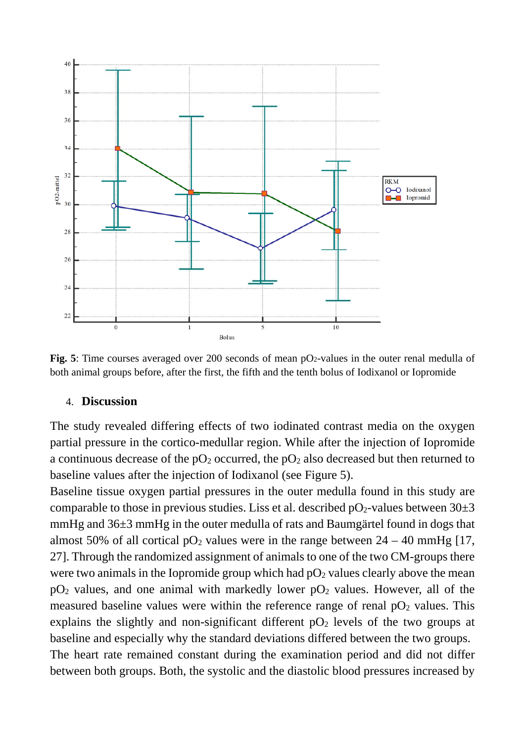**Fig. 5**: Time courses averaged over 200 seconds of mean $pO_2$-values in the outer renal medulla of both animal groups before, after the first, the fifth and the tenth bolus of Iodixanol or Iopromide

## 4. Discussion

The study revealed differing effects of two iodinated contrast media on the oxygen partial pressure in the cortico-medullar region. While after the injection of Iopromide a continuous decrease of the $pO_2$ occurred, the $pO_2$ also decreased but then returned to baseline values after the injection of Iodixanol (see Figure 5).

Baseline tissue oxygen partial pressures in the outer medulla found in this study are comparable to those in previous studies. Liss et al. described $pO_2$-values between 30±3 mmHg and 36±3 mmHg in the outer medulla of rats and Baumgärtel found in dogs that almost 50% of all cortical $pO_2$ values were in the range between 24 – 40 mmHg [17, 27]. Through the randomized assignment of animals to one of the two CM-groups there were two animals in the Iopromide group which had $pO_2$ values clearly above the mean $pO_2$ values, and one animal with markedly lower $pO_2$ values. However, all of the measured baseline values were within the reference range of renal $pO_2$ values. This explains the slightly and non-significant different $pO_2$ levels of the two groups at baseline and especially why the standard deviations differed between the two groups.

The heart rate remained constant during the examination period and did not differ between both groups. Both, the systolic and the diastolic blood pressures increased by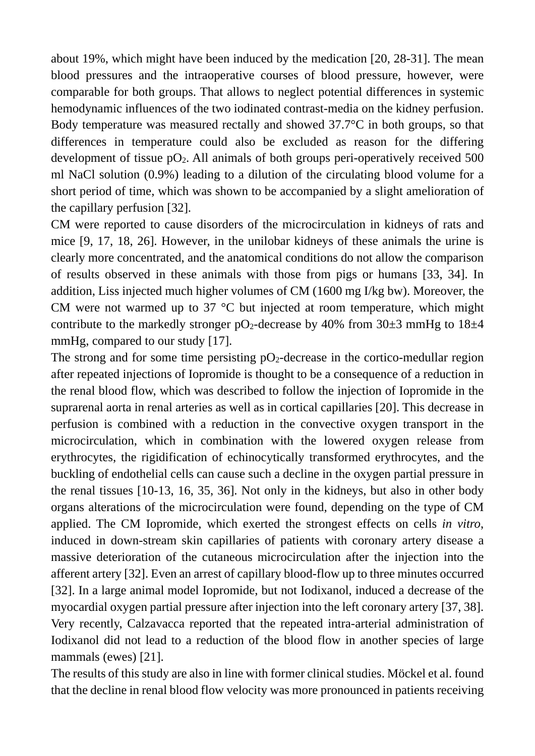about 19%, which might have been induced by the medication [20, 28-31]. The mean blood pressures and the intraoperative courses of blood pressure, however, were comparable for both groups. That allows to neglect potential differences in systemic hemodynamic influences of the two iodinated contrast-media on the kidney perfusion. Body temperature was measured rectally and showed 37.7°C in both groups, so that differences in temperature could also be excluded as reason for the differing development of tissue $pO_2$. All animals of both groups peri-operatively received 500 ml NaCl solution (0.9%) leading to a dilution of the circulating blood volume for a short period of time, which was shown to be accompanied by a slight amelioration of the capillary perfusion [32].

CM were reported to cause disorders of the microcirculation in kidneys of rats and mice [9, 17, 18, 26]. However, in the unilobar kidneys of these animals the urine is clearly more concentrated, and the anatomical conditions do not allow the comparison of results observed in these animals with those from pigs or humans [33, 34]. In addition, Liss injected much higher volumes of CM (1600 mg I/kg bw). Moreover, the CM were not warmed up to 37 °C but injected at room temperature, which might contribute to the markedly stronger $pO_2$-decrease by 40% from 30±3 mmHg to 18±4 mmHg, compared to our study [17].

The strong and for some time persisting $pO_2$-decrease in the cortico-medullar region after repeated injections of Iopromide is thought to be a consequence of a reduction in the renal blood flow, which was described to follow the injection of Iopromide in the suprarenal aorta in renal arteries as well as in cortical capillaries [20]. This decrease in perfusion is combined with a reduction in the convective oxygen transport in the microcirculation, which in combination with the lowered oxygen release from erythrocytes, the rigidification of echinocytically transformed erythrocytes, and the buckling of endothelial cells can cause such a decline in the oxygen partial pressure in the renal tissues [10-13, 16, 35, 36]. Not only in the kidneys, but also in other body organs alterations of the microcirculation were found, depending on the type of CM applied. The CM Iopromide, which exerted the strongest effects on cells *in vitro*, induced in down-stream skin capillaries of patients with coronary artery disease a massive deterioration of the cutaneous microcirculation after the injection into the afferent artery [32]. Even an arrest of capillary blood-flow up to three minutes occurred [32]. In a large animal model Iopromide, but not Iodixanol, induced a decrease of the myocardial oxygen partial pressure after injection into the left coronary artery [37, 38]. Very recently, Calzavacca reported that the repeated intra-arterial administration of Iodixanol did not lead to a reduction of the blood flow in another species of large mammals (ewes) [21].

The results of this study are also in line with former clinical studies. Möckel et al. found that the decline in renal blood flow velocity was more pronounced in patients receiving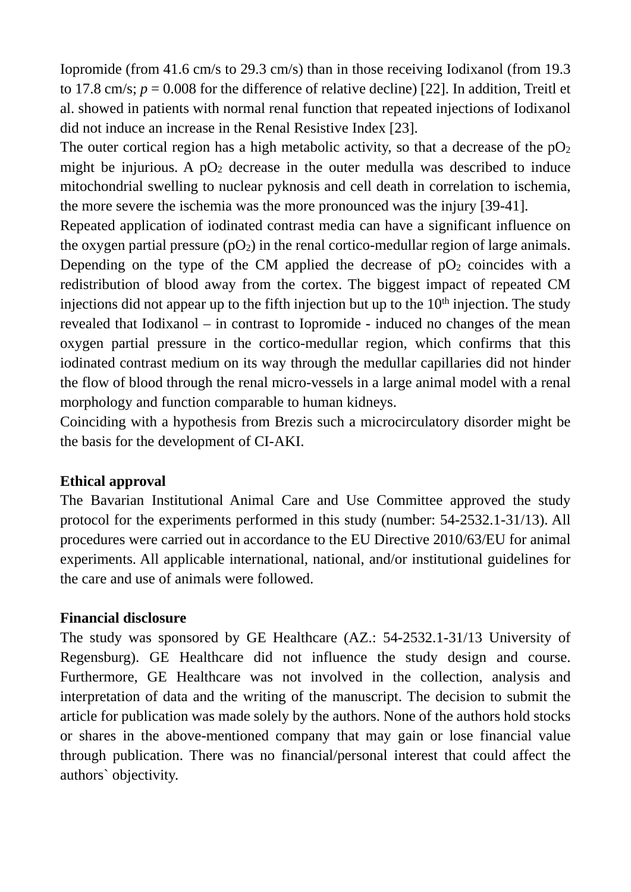Iopromide (from 41.6 cm/s to 29.3 cm/s) than in those receiving Iodixanol (from 19.3 to 17.8 cm/s; $p = 0.008$ for the difference of relative decline) [22]. In addition, Treitl et al. showed in patients with normal renal function that repeated injections of Iodixanol did not induce an increase in the Renal Resistive Index [23].

The outer cortical region has a high metabolic activity, so that a decrease of the $pO_2$ might be injurious. A $pO_2$ decrease in the outer medulla was described to induce mitochondrial swelling to nuclear pyknosis and cell death in correlation to ischemia, the more severe the ischemia was the more pronounced was the injury [39-41].

Repeated application of iodinated contrast media can have a significant influence on the oxygen partial pressure ($pO_2$) in the renal cortico-medullar region of large animals. Depending on the type of the CM applied the decrease of $pO_2$ coincides with a redistribution of blood away from the cortex. The biggest impact of repeated CM injections did not appear up to the fifth injection but up to the 10$^{th}$ injection. The study revealed that Iodixanol – in contrast to Iopromide - induced no changes of the mean oxygen partial pressure in the cortico-medullar region, which confirms that this iodinated contrast medium on its way through the medullar capillaries did not hinder the flow of blood through the renal micro-vessels in a large animal model with a renal morphology and function comparable to human kidneys.

Coinciding with a hypothesis from Brezis such a microcirculatory disorder might be the basis for the development of CI-AKI.

**Ethical approval**

The Bavarian Institutional Animal Care and Use Committee approved the study protocol for the experiments performed in this study (number: 54-2532.1-31/13). All procedures were carried out in accordance to the EU Directive 2010/63/EU for animal experiments. All applicable international, national, and/or institutional guidelines for the care and use of animals were followed.

**Financial disclosure**

The study was sponsored by GE Healthcare (AZ.: 54-2532.1-31/13 University of Regensburg). GE Healthcare did not influence the study design and course. Furthermore, GE Healthcare was not involved in the collection, analysis and interpretation of data and the writing of the manuscript. The decision to submit the article for publication was made solely by the authors. None of the authors hold stocks or shares in the above-mentioned company that may gain or lose financial value through publication. There was no financial/personal interest that could affect the authors` objectivity.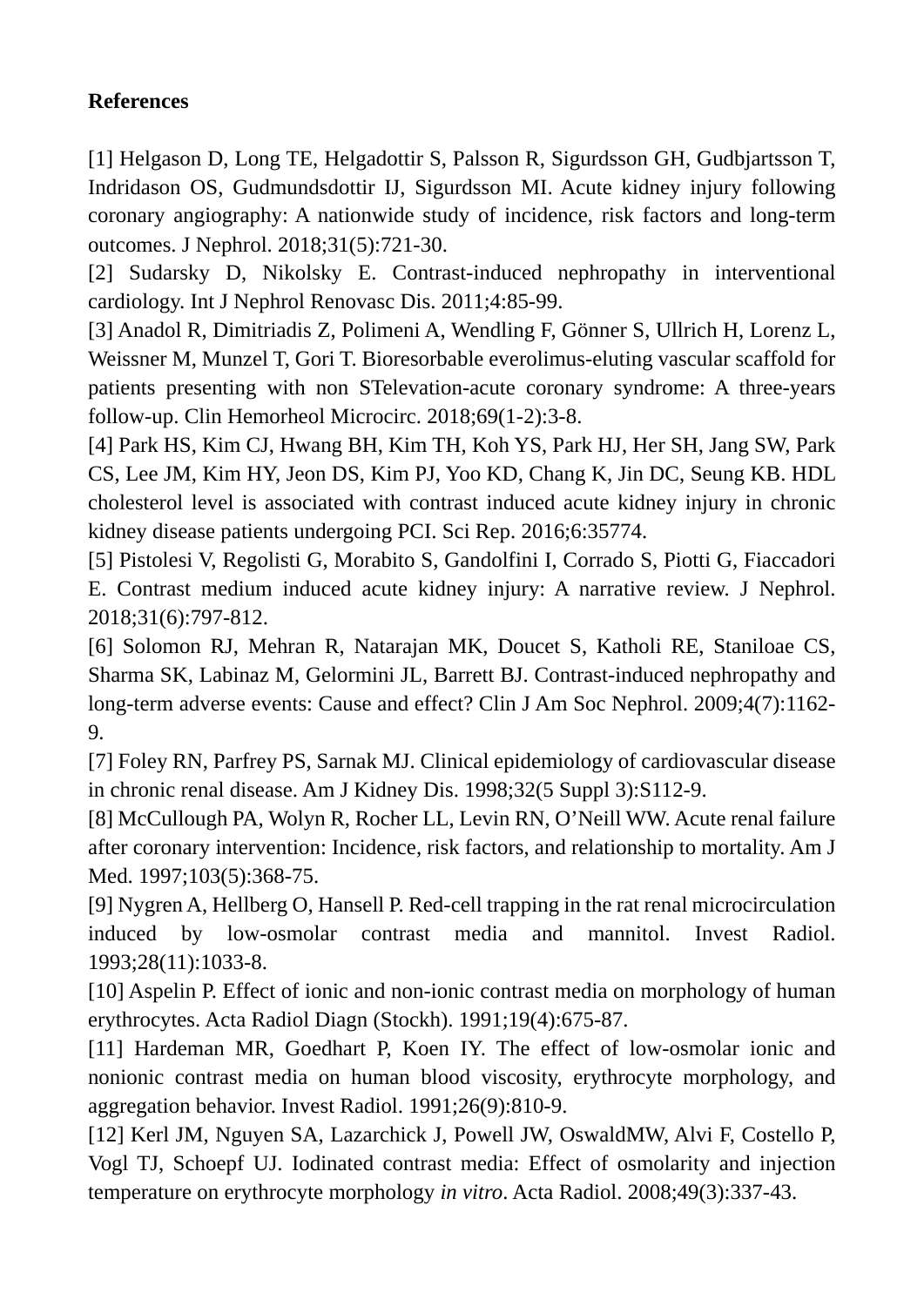**References**

[1] Helgason D, Long TE, Helgadottir S, Palsson R, Sigurdsson GH, Gudbjartsson T, Indridason OS, Gudmundsdottir IJ, Sigurdsson MI. Acute kidney injury following coronary angiography: A nationwide study of incidence, risk factors and long-term outcomes. J Nephrol. 2018;31(5):721-30.

[2] Sudarsky D, Nikolsky E. Contrast-induced nephropathy in interventional cardiology. Int J Nephrol Renovasc Dis. 2011;4:85-99.

[3] Anadol R, Dimitriadis Z, Polimeni A, Wendling F, Gönner S, Ullrich H, Lorenz L, Weissner M, Munzel T, Gori T. Bioresorbable everolimus-eluting vascular scaffold for patients presenting with non STelevation-acute coronary syndrome: A three-years follow-up. Clin Hemorheol Microcirc. 2018;69(1-2):3-8.

[4] Park HS, Kim CJ, Hwang BH, Kim TH, Koh YS, Park HJ, Her SH, Jang SW, Park CS, Lee JM, Kim HY, Jeon DS, Kim PJ, Yoo KD, Chang K, Jin DC, Seung KB. HDL cholesterol level is associated with contrast induced acute kidney injury in chronic kidney disease patients undergoing PCI. Sci Rep. 2016;6:35774.

[5] Pistolesi V, Regolisti G, Morabito S, Gandolfini I, Corrado S, Piotti G, Fiaccadori E. Contrast medium induced acute kidney injury: A narrative review. J Nephrol. 2018;31(6):797-812.

[6] Solomon RJ, Mehran R, Natarajan MK, Doucet S, Katholi RE, Staniloae CS, Sharma SK, Labinaz M, Gelormini JL, Barrett BJ. Contrast-induced nephropathy and long-term adverse events: Cause and effect? Clin J Am Soc Nephrol. 2009;4(7):1162-9.

[7] Foley RN, Parfrey PS, Sarnak MJ. Clinical epidemiology of cardiovascular disease in chronic renal disease. Am J Kidney Dis. 1998;32(5 Suppl 3):S112-9.

[8] McCullough PA, Wolyn R, Rocher LL, Levin RN, O'Neill WW. Acute renal failure after coronary intervention: Incidence, risk factors, and relationship to mortality. Am J Med. 1997;103(5):368-75.

[9] Nygren A, Hellberg O, Hansell P. Red-cell trapping in the rat renal microcirculation induced by low-osmolar contrast media and mannitol. Invest Radiol. 1993;28(11):1033-8.

[10] Aspelin P. Effect of ionic and non-ionic contrast media on morphology of human erythrocytes. Acta Radiol Diagn (Stockh). 1991;19(4):675-87.

[11] Hardeman MR, Goedhart P, Koen IY. The effect of low-osmolar ionic and nonionic contrast media on human blood viscosity, erythrocyte morphology, and aggregation behavior. Invest Radiol. 1991;26(9):810-9.

[12] Kerl JM, Nguyen SA, Lazarchick J, Powell JW, OswaldMW, Alvi F, Costello P, Vogl TJ, Schoepf UJ. Iodinated contrast media: Effect of osmolarity and injection temperature on erythrocyte morphology *in vitro*. Acta Radiol. 2008;49(3):337-43.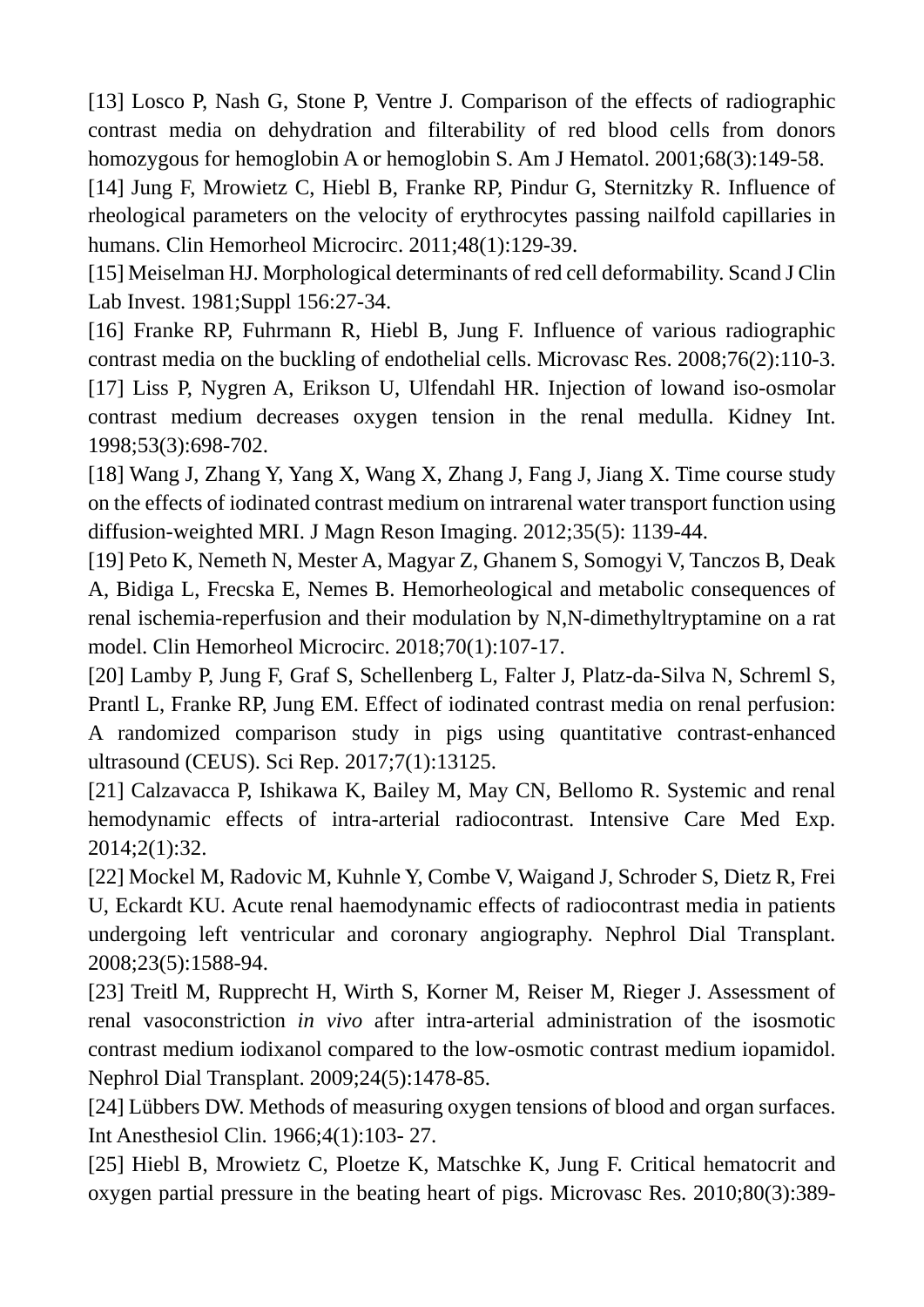[13] Losco P, Nash G, Stone P, Ventre J. Comparison of the effects of radiographic contrast media on dehydration and filterability of red blood cells from donors homozygous for hemoglobin A or hemoglobin S. Am J Hematol. 2001;68(3):149-58.

[14] Jung F, Mrowietz C, Hiebl B, Franke RP, Pindur G, Sternitzky R. Influence of rheological parameters on the velocity of erythrocytes passing nailfold capillaries in humans. Clin Hemorheol Microcirc. 2011;48(1):129-39.

[15] Meiselman HJ. Morphological determinants of red cell deformability. Scand J Clin Lab Invest. 1981;Suppl 156:27-34.

[16] Franke RP, Fuhrmann R, Hiebl B, Jung F. Influence of various radiographic contrast media on the buckling of endothelial cells. Microvasc Res. 2008;76(2):110-3.

[17] Liss P, Nygren A, Erikson U, Ulfendahl HR. Injection of lowand iso-osmolar contrast medium decreases oxygen tension in the renal medulla. Kidney Int. 1998;53(3):698-702.

[18] Wang J, Zhang Y, Yang X, Wang X, Zhang J, Fang J, Jiang X. Time course study on the effects of iodinated contrast medium on intrarenal water transport function using diffusion-weighted MRI. J Magn Reson Imaging. 2012;35(5): 1139-44.

[19] Peto K, Nemeth N, Mester A, Magyar Z, Ghanem S, Somogyi V, Tanczos B, Deak A, Bidiga L, Frecska E, Nemes B. Hemorheological and metabolic consequences of renal ischemia-reperfusion and their modulation by N,N-dimethyltryptamine on a rat model. Clin Hemorheol Microcirc. 2018;70(1):107-17.

[20] Lamby P, Jung F, Graf S, Schellenberg L, Falter J, Platz-da-Silva N, Schreml S, Prantl L, Franke RP, Jung EM. Effect of iodinated contrast media on renal perfusion: A randomized comparison study in pigs using quantitative contrast-enhanced ultrasound (CEUS). Sci Rep. 2017;7(1):13125.

[21] Calzavacca P, Ishikawa K, Bailey M, May CN, Bellomo R. Systemic and renal hemodynamic effects of intra-arterial radiocontrast. Intensive Care Med Exp. 2014;2(1):32.

[22] Mockel M, Radovic M, Kuhnle Y, Combe V, Waigand J, Schroder S, Dietz R, Frei U, Eckardt KU. Acute renal haemodynamic effects of radiocontrast media in patients undergoing left ventricular and coronary angiography. Nephrol Dial Transplant. 2008;23(5):1588-94.

[23] Treitl M, Rupprecht H, Wirth S, Korner M, Reiser M, Rieger J. Assessment of renal vasoconstriction *in vivo* after intra-arterial administration of the isosmotic contrast medium iodixanol compared to the low-osmotic contrast medium iopamidol. Nephrol Dial Transplant. 2009;24(5):1478-85.

[24] Lübbers DW. Methods of measuring oxygen tensions of blood and organ surfaces. Int Anesthesiol Clin. 1966;4(1):103- 27.

[25] Hiebl B, Mrowietz C, Ploetze K, Matschke K, Jung F. Critical hematocrit and oxygen partial pressure in the beating heart of pigs. Microvasc Res. 2010;80(3):389-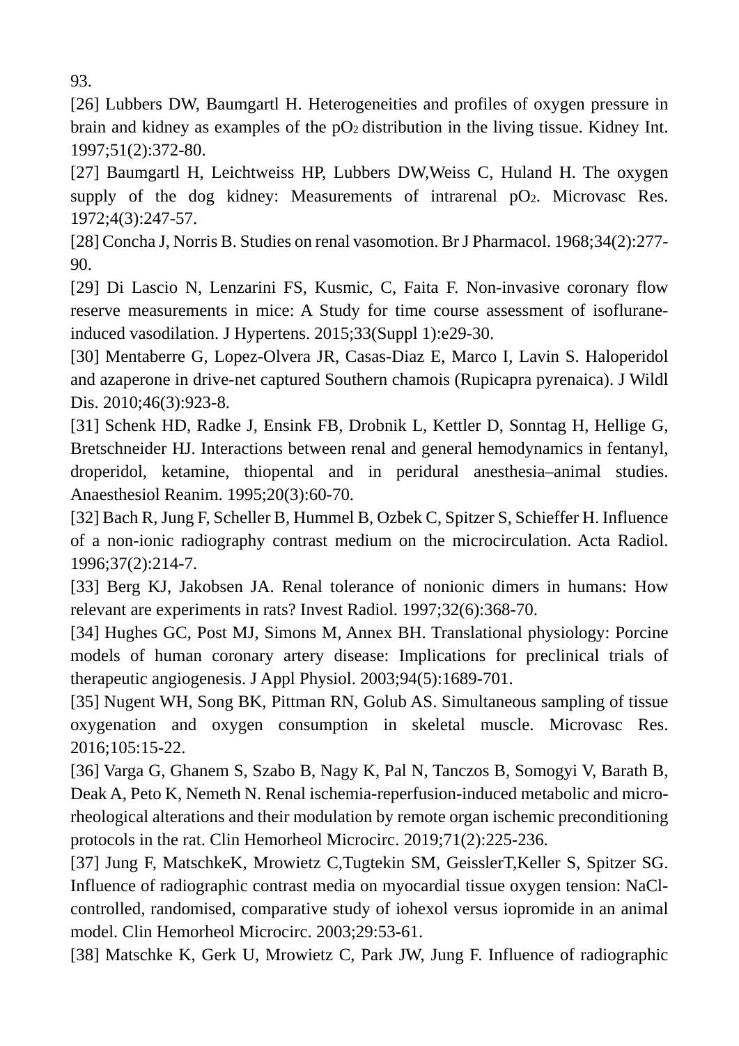93.

[26] Lubbers DW, Baumgartl H. Heterogeneities and profiles of oxygen pressure in brain and kidney as examples of the $pO_2$ distribution in the living tissue. Kidney Int. 1997;51(2):372-80.

[27] Baumgartl H, Leichtweiss HP, Lubbers DW,Weiss C, Huland H. The oxygen supply of the dog kidney: Measurements of intrarenal $pO_2$. Microvasc Res. 1972;4(3):247-57.

[28] Concha J, Norris B. Studies on renal vasomotion. Br J Pharmacol. 1968;34(2):277-90.

[29] Di Lascio N, Lenzarini FS, Kusmic, C, Faita F. Non-invasive coronary flow reserve measurements in mice: A Study for time course assessment of isoflurane-induced vasodilation. J Hypertens. 2015;33(Suppl 1):e29-30.

[30] Mentaberre G, Lopez-Olvera JR, Casas-Diaz E, Marco I, Lavin S. Haloperidol and azaperone in drive-net captured Southern chamois (Rupicapra pyrenaica). J Wildl Dis. 2010;46(3):923-8.

[31] Schenk HD, Radke J, Ensink FB, Drobnik L, Kettler D, Sonntag H, Hellige G, Bretschneider HJ. Interactions between renal and general hemodynamics in fentanyl, droperidol, ketamine, thiopental and in peridural anesthesia–animal studies. Anaesthesiol Reanim. 1995;20(3):60-70.

[32] Bach R, Jung F, Scheller B, Hummel B, Ozbek C, Spitzer S, Schieffer H. Influence of a non-ionic radiography contrast medium on the microcirculation. Acta Radiol. 1996;37(2):214-7.

[33] Berg KJ, Jakobsen JA. Renal tolerance of nonionic dimers in humans: How relevant are experiments in rats? Invest Radiol. 1997;32(6):368-70.

[34] Hughes GC, Post MJ, Simons M, Annex BH. Translational physiology: Porcine models of human coronary artery disease: Implications for preclinical trials of therapeutic angiogenesis. J Appl Physiol. 2003;94(5):1689-701.

[35] Nugent WH, Song BK, Pittman RN, Golub AS. Simultaneous sampling of tissue oxygenation and oxygen consumption in skeletal muscle. Microvasc Res. 2016;105:15-22.

[36] Varga G, Ghanem S, Szabo B, Nagy K, Pal N, Tanczos B, Somogyi V, Barath B, Deak A, Peto K, Nemeth N. Renal ischemia-reperfusion-induced metabolic and micro-rheological alterations and their modulation by remote organ ischemic preconditioning protocols in the rat. Clin Hemorheol Microcirc. 2019;71(2):225-236.

[37] Jung F, MatschkeK, Mrowietz C,Tugtekin SM, GeisslerT,Keller S, Spitzer SG. Influence of radiographic contrast media on myocardial tissue oxygen tension: NaCl-controlled, randomised, comparative study of iohexol versus iopromide in an animal model. Clin Hemorheol Microcirc. 2003;29:53-61.

[38] Matschke K, Gerk U, Mrowietz C, Park JW, Jung F. Influence of radiographic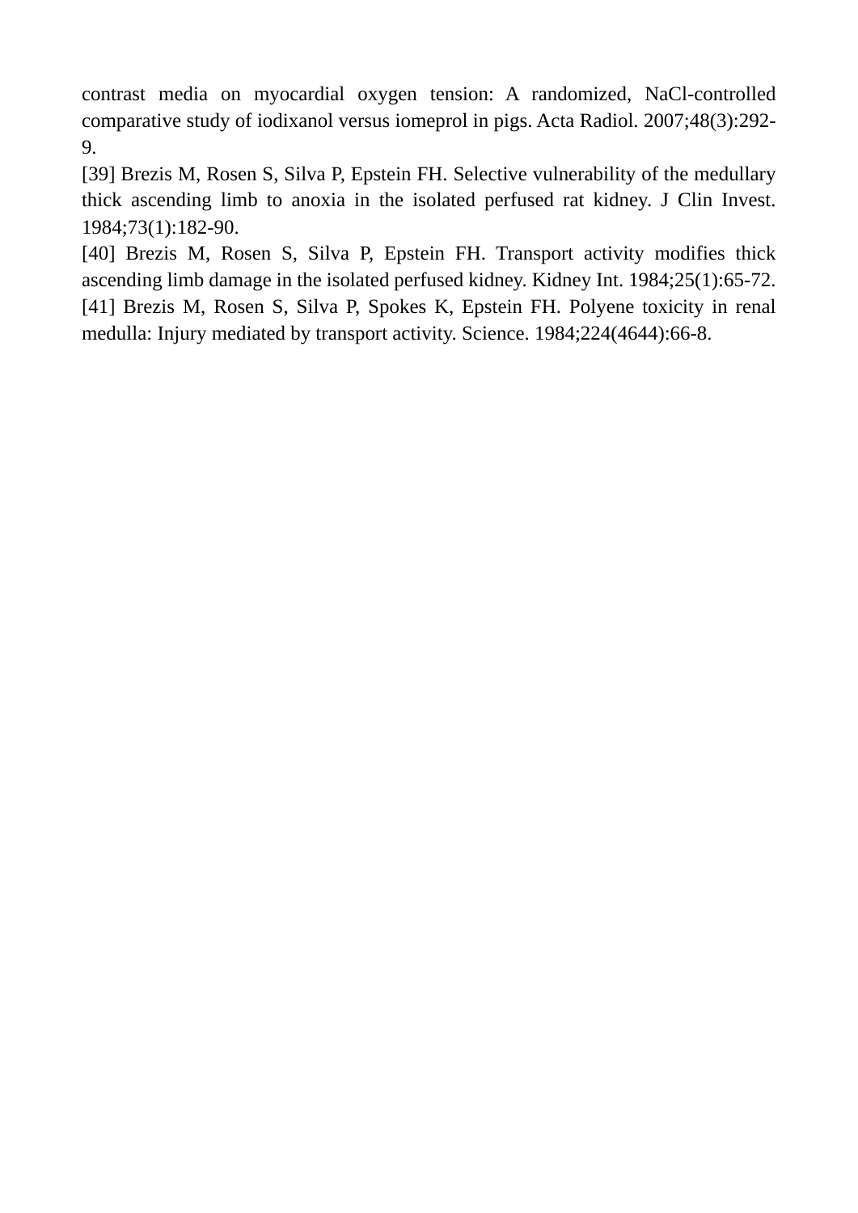contrast media on myocardial oxygen tension: A randomized, NaCl-controlled comparative study of iodixanol versus iomeprol in pigs. Acta Radiol. 2007;48(3):292-9.

[39] Brezis M, Rosen S, Silva P, Epstein FH. Selective vulnerability of the medullary thick ascending limb to anoxia in the isolated perfused rat kidney. J Clin Invest. 1984;73(1):182-90.

[40] Brezis M, Rosen S, Silva P, Epstein FH. Transport activity modifies thick ascending limb damage in the isolated perfused kidney. Kidney Int. 1984;25(1):65-72.

[41] Brezis M, Rosen S, Silva P, Spokes K, Epstein FH. Polyene toxicity in renal medulla: Injury mediated by transport activity. Science. 1984;224(4644):66-8.